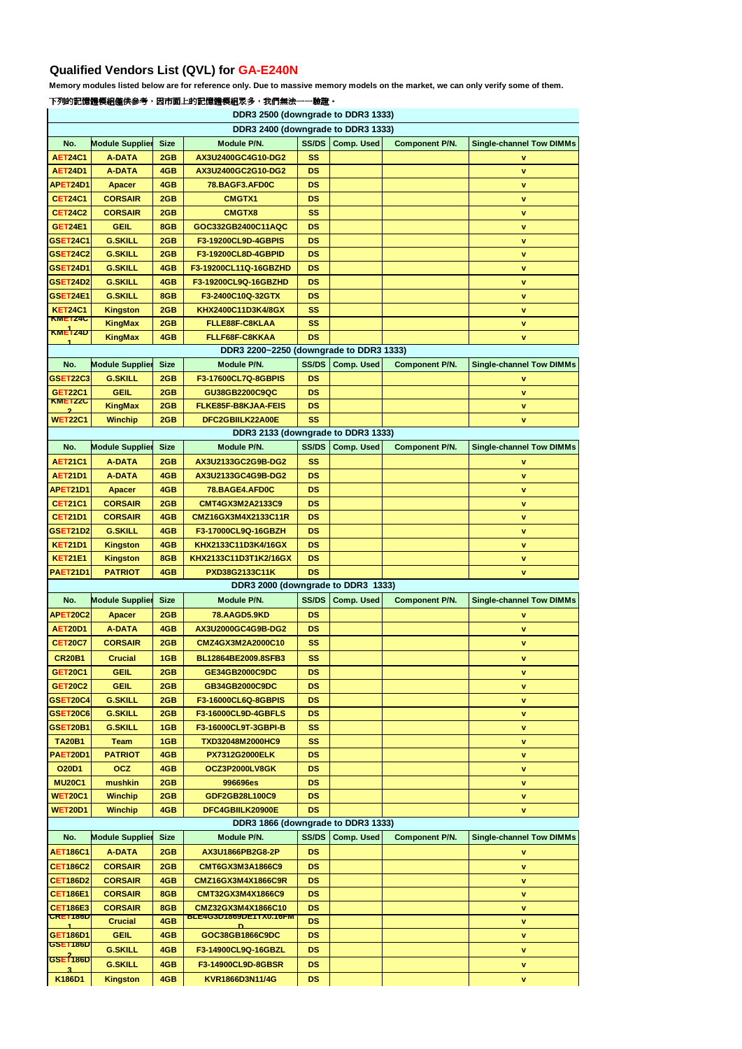# Qualified Vendors List (QVL) for GA-E240N

**Memory modules listed below are for reference only. Due to massive memory models on the market, we can only verify some of them.**

下列的記憶體模組僅供參考，因市面上的記憶體模組眾多，我們無法一一驗證。

| No. | Module Supplier | Size | Module P/N. | SS/DS | Comp. Used | Component P/N. | Single-channel Tow DIMMs |
|---|---|---|---|---|---|---|---|
| **DDR3 2500 (downgrade to DDR3 1333)** | | | | | | | |
| **DDR3 2400 (downgrade to DDR3 1333)** | | | | | | | |
| AET24C1 | A-DATA | 2GB | AX3U2400GC4G10-DG2 | SS | | | v |
| AET24D1 | A-DATA | 4GB | AX3U2400GC2G10-DG2 | DS | | | v |
| APET24D1 | Apacer | 4GB | 78.BAGF3.AFD0C | DS | | | v |
| CET24C1 | CORSAIR | 2GB | CMGTX1 | DS | | | v |
| CET24C2 | CORSAIR | 2GB | CMGTX8 | SS | | | v |
| GET24E1 | GEIL | 8GB | GOC332GB2400C11AQC | DS | | | v |
| GSET24C1 | G.SKILL | 2GB | F3-19200CL9D-4GBPIS | DS | | | v |
| GSET24C2 | G.SKILL | 2GB | F3-19200CL8D-4GBPID | DS | | | v |
| GSET24D1 | G.SKILL | 4GB | F3-19200CL11Q-16GBZHD | DS | | | v |
| GSET24D2 | G.SKILL | 4GB | F3-19200CL9Q-16GBZHD | DS | | | v |
| GSET24E1 | G.SKILL | 8GB | F3-2400C10Q-32GTX | DS | | | v |
| KET24C1 | Kingston | 2GB | KHX2400C11D3K4/8GX | SS | | | v |
| KMET24C1 | KingMax | 2GB | FLLE88F-C8KLAA | SS | | | v |
| KMET24D1 | KingMax | 4GB | FLLF68F-C8KKAA | DS | | | v |
| **DDR3 2200~2250 (downgrade to DDR3 1333)** | | | | | | | |
| GSET22C3 | G.SKILL | 2GB | F3-17600CL7Q-8GBPIS | DS | | | v |
| GET22C1 | GEIL | 2GB | GU38GB2200C9QC | DS | | | v |
| KMET22C2 | KingMax | 2GB | FLKE85F-B8KJAA-FEIS | DS | | | v |
| WET22C1 | Winchip | 2GB | DFC2GBIILK22A00E | SS | | | v |
| **DDR3 2133 (downgrade to DDR3 1333)** | | | | | | | |
| AET21C1 | A-DATA | 2GB | AX3U2133GC2G9B-DG2 | SS | | | v |
| AET21D1 | A-DATA | 4GB | AX3U2133GC4G9B-DG2 | DS | | | v |
| APET21D1 | Apacer | 4GB | 78.BAGE4.AFD0C | DS | | | v |
| CET21C1 | CORSAIR | 2GB | CMT4GX3M2A2133C9 | DS | | | v |
| CET21D1 | CORSAIR | 4GB | CMZ16GX3M4X2133C11R | DS | | | v |
| GSET21D2 | G.SKILL | 4GB | F3-17000CL9Q-16GBZH | DS | | | v |
| KET21D1 | Kingston | 4GB | KHX2133C11D3K4/16GX | DS | | | v |
| KET21E1 | Kingston | 8GB | KHX2133C11D3T1K2/16GX | DS | | | v |
| PAET21D1 | PATRIOT | 4GB | PXD38G2133C11K | DS | | | v |
| **DDR3 2000 (downgrade to DDR3 1333)** | | | | | | | |
| APET20C2 | Apacer | 2GB | 78.AAGD5.9KD | DS | | | v |
| AET20D1 | A-DATA | 4GB | AX3U2000GC4G9B-DG2 | DS | | | v |
| CET20C7 | CORSAIR | 2GB | CMZ4GX3M2A2000C10 | SS | | | v |
| CR20B1 | Crucial | 1GB | BL12864BE2009.8SFB3 | SS | | | v |
| GET20C1 | GEIL | 2GB | GE34GB2000C9DC | DS | | | v |
| GET20C2 | GEIL | 2GB | GB34GB2000C9DC | DS | | | v |
| GSET20C4 | G.SKILL | 2GB | F3-16000CL6Q-8GBPIS | DS | | | v |
| GSET20C6 | G.SKILL | 2GB | F3-16000CL9D-4GBFLS | DS | | | v |
| GSET20B1 | G.SKILL | 1GB | F3-16000CL9T-3GBPI-B | SS | | | v |
| TA20B1 | Team | 1GB | TXD32048M2000HC9 | SS | | | v |
| PAET20D1 | PATRIOT | 4GB | PX7312G2000ELK | DS | | | v |
| O20D1 | OCZ | 4GB | OCZ3P2000LV8GK | DS | | | v |
| MU20C1 | mushkin | 2GB | 996696es | DS | | | v |
| WET20C1 | Winchip | 2GB | GDF2GB28L100C9 | DS | | | v |
| WET20D1 | Winchip | 4GB | DFC4GBIILK20900E | DS | | | v |
| **DDR3 1866 (downgrade to DDR3 1333)** | | | | | | | |
| AET186C1 | A-DATA | 2GB | AX3U1866PB2G8-2P | DS | | | v |
| CET186C2 | CORSAIR | 2GB | CMT6GX3M3A1866C9 | DS | | | v |
| CET186D2 | CORSAIR | 4GB | CMZ16GX3M4X1866C9R | DS | | | v |
| CET186E1 | CORSAIR | 8GB | CMT32GX3M4X1866C9 | DS | | | v |
| CET186E3 | CORSAIR | 8GB | CMZ32GX3M4X1866C10 | DS | | | v |
| CRET186D1 | Crucial | 4GB | BLE4G3D1869DE1TX0.16FMD | DS | | | v |
| GET186D1 | GEIL | 4GB | GOC38GB1866C9DC | DS | | | v |
| GSET186D2 | G.SKILL | 4GB | F3-14900CL9Q-16GBZL | DS | | | v |
| GSET186D3 | G.SKILL | 4GB | F3-14900CL9D-8GBSR | DS | | | v |
| K186D1 | Kingston | 4GB | KVR1866D3N11/4G | DS | | | v |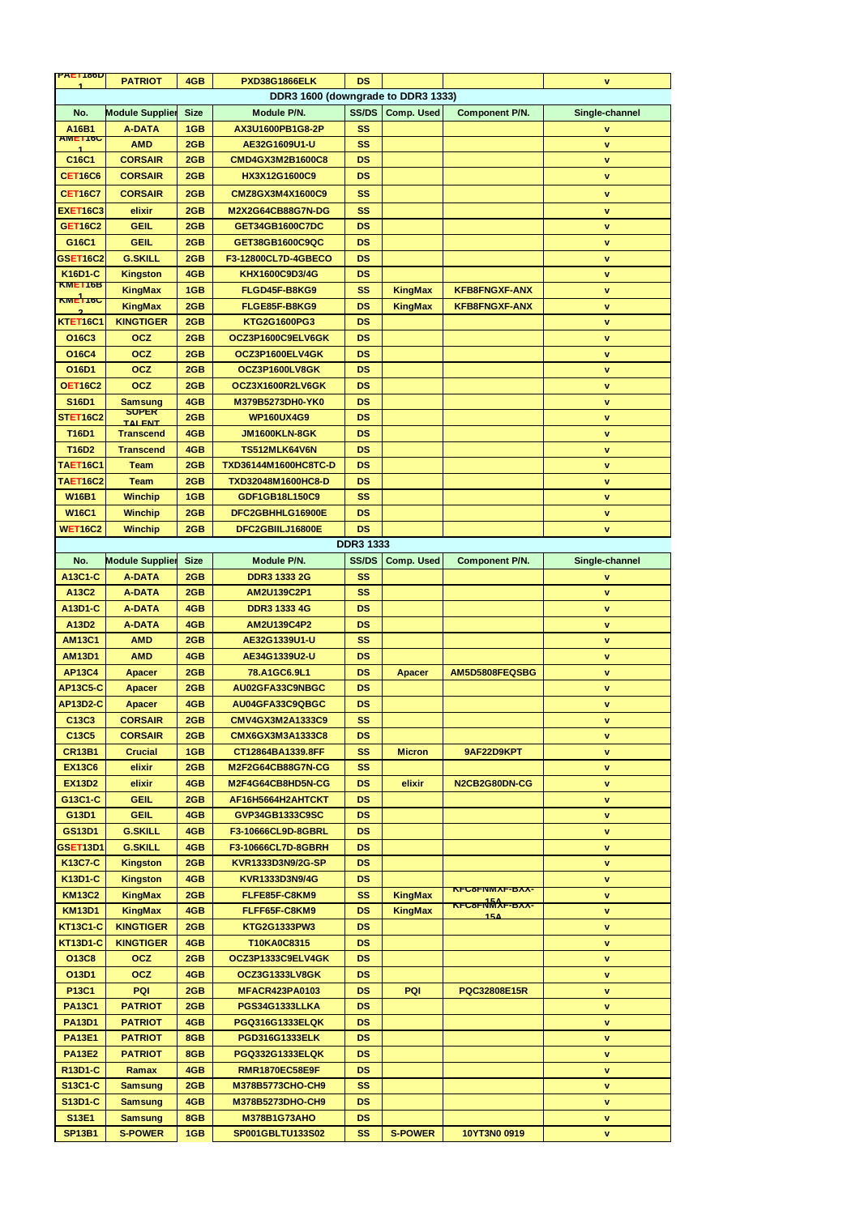| PAET186D1 | PATRIOT | 4GB | PXD38G1866ELK | DS | | | v |
|---|---|---|---|---|---|---|---|

**DDR3 1600 (downgrade to DDR3 1333)**

| No. | Module Supplier | Size | Module P/N. | SS/DS | Comp. Used | Component P/N. | Single-channel |
|---|---|---|---|---|---|---|---|
| A16B1 | A-DATA | 1GB | AX3U1600PB1G8-2P | SS | | | v |
| AMET16C1 | AMD | 2GB | AE32G1609U1-U | SS | | | v |
| C16C1 | CORSAIR | 2GB | CMD4GX3M2B1600C8 | DS | | | v |
| CET16C6 | CORSAIR | 2GB | HX3X12G1600C9 | DS | | | v |
| CET16C7 | CORSAIR | 2GB | CMZ8GX3M4X1600C9 | SS | | | v |
| EXET16C3 | elixir | 2GB | M2X2G64CB88G7N-DG | SS | | | v |
| GET16C2 | GEIL | 2GB | GET34GB1600C7DC | DS | | | v |
| G16C1 | GEIL | 2GB | GET38GB1600C9QC | DS | | | v |
| GSET16C2 | G.SKILL | 2GB | F3-12800CL7D-4GBECO | DS | | | v |
| K16D1-C | Kingston | 4GB | KHX1600C9D3/4G | DS | | | v |
| KMET16B1 | KingMax | 1GB | FLGD45F-B8KG9 | SS | KingMax | KFB8FNGXF-ANX | v |
| KMET16C2 | KingMax | 2GB | FLGE85F-B8KG9 | DS | KingMax | KFB8FNGXF-ANX | v |
| KTET16C1 | KINGTIGER | 2GB | KTG2G1600PG3 | DS | | | v |
| O16C3 | OCZ | 2GB | OCZ3P1600C9ELV6GK | DS | | | v |
| O16C4 | OCZ | 2GB | OCZ3P1600ELV4GK | DS | | | v |
| O16D1 | OCZ | 2GB | OCZ3P1600LV8GK | DS | | | v |
| OET16C2 | OCZ | 2GB | OCZ3X1600R2LV6GK | DS | | | v |
| S16D1 | Samsung | 4GB | M379B5273DH0-YK0 | DS | | | v |
| STET16C2 | SUPER TALENT | 2GB | WP160UX4G9 | DS | | | v |
| T16D1 | Transcend | 4GB | JM1600KLN-8GK | DS | | | v |
| T16D2 | Transcend | 4GB | TS512MLK64V6N | DS | | | v |
| TAET16C1 | Team | 2GB | TXD36144M1600HC8TC-D | DS | | | v |
| TAET16C2 | Team | 2GB | TXD32048M1600HC8-D | DS | | | v |
| W16B1 | Winchip | 1GB | GDF1GB18L150C9 | SS | | | v |
| W16C1 | Winchip | 2GB | DFC2GBHHLG16900E | DS | | | v |
| WET16C2 | Winchip | 2GB | DFC2GBIILJ16800E | DS | | | v |

**DDR3 1333**

| No. | Module Supplier | Size | Module P/N. | SS/DS | Comp. Used | Component P/N. | Single-channel |
|---|---|---|---|---|---|---|---|
| A13C1-C | A-DATA | 2GB | DDR3 1333 2G | SS | | | v |
| A13C2 | A-DATA | 2GB | AM2U139C2P1 | SS | | | v |
| A13D1-C | A-DATA | 4GB | DDR3 1333 4G | DS | | | v |
| A13D2 | A-DATA | 4GB | AM2U139C4P2 | DS | | | v |
| AM13C1 | AMD | 2GB | AE32G1339U1-U | SS | | | v |
| AM13D1 | AMD | 4GB | AE34G1339U2-U | DS | | | v |
| AP13C4 | Apacer | 2GB | 78.A1GC6.9L1 | DS | Apacer | AM5D5808FEQSBG | v |
| AP13C5-C | Apacer | 2GB | AU02GFA33C9NBGC | DS | | | v |
| AP13D2-C | Apacer | 4GB | AU04GFA33C9QBGC | DS | | | v |
| C13C3 | CORSAIR | 2GB | CMV4GX3M2A1333C9 | SS | | | v |
| C13C5 | CORSAIR | 2GB | CMX6GX3M3A1333C8 | DS | | | v |
| CR13B1 | Crucial | 1GB | CT12864BA1339.8FF | SS | Micron | 9AF22D9KPT | v |
| EX13C6 | elixir | 2GB | M2F2G64CB88G7N-CG | SS | | | v |
| EX13D2 | elixir | 4GB | M2F4G64CB8HD5N-CG | DS | elixir | N2CB2G80DN-CG | v |
| G13C1-C | GEIL | 2GB | AF16H5664H2AHTCKT | DS | | | v |
| G13D1 | GEIL | 4GB | GVP34GB1333C9SC | DS | | | v |
| GS13D1 | G.SKILL | 4GB | F3-10666CL9D-8GBRL | DS | | | v |
| GSET13D1 | G.SKILL | 4GB | F3-10666CL7D-8GBRH | DS | | | v |
| K13C7-C | Kingston | 2GB | KVR1333D3N9/2G-SP | DS | | | v |
| K13D1-C | Kingston | 4GB | KVR1333D3N9/4G | DS | | | v |
| KM13C2 | KingMax | 2GB | FLFE85F-C8KM9 | SS | KingMax | KFC8FNMXF-BXX-15A | v |
| KM13D1 | KingMax | 4GB | FLFF65F-C8KM9 | DS | KingMax | KFC8FNMXF-BXX-15A | v |
| KT13C1-C | KINGTIGER | 2GB | KTG2G1333PW3 | DS | | | v |
| KT13D1-C | KINGTIGER | 4GB | T10KA0C8315 | DS | | | v |
| O13C8 | OCZ | 2GB | OCZ3P1333C9ELV4GK | DS | | | v |
| O13D1 | OCZ | 4GB | OCZ3G1333LV8GK | DS | | | v |
| P13C1 | PQI | 2GB | MFACR423PA0103 | DS | PQI | PQC32808E15R | v |
| PA13C1 | PATRIOT | 2GB | PGS34G1333LLKA | DS | | | v |
| PA13D1 | PATRIOT | 4GB | PGQ316G1333ELQK | DS | | | v |
| PA13E1 | PATRIOT | 8GB | PGD316G1333ELK | DS | | | v |
| PA13E2 | PATRIOT | 8GB | PGQ332G1333ELQK | DS | | | v |
| R13D1-C | Ramax | 4GB | RMR1870EC58E9F | DS | | | v |
| S13C1-C | Samsung | 2GB | M378B5773CHO-CH9 | SS | | | v |
| S13D1-C | Samsung | 4GB | M378B5273DHO-CH9 | DS | | | v |
| S13E1 | Samsung | 8GB | M378B1G73AHO | DS | | | v |
| SP13B1 | S-POWER | 1GB | SP001GBLTU133S02 | SS | S-POWER | 10YT3N0 0919 | v |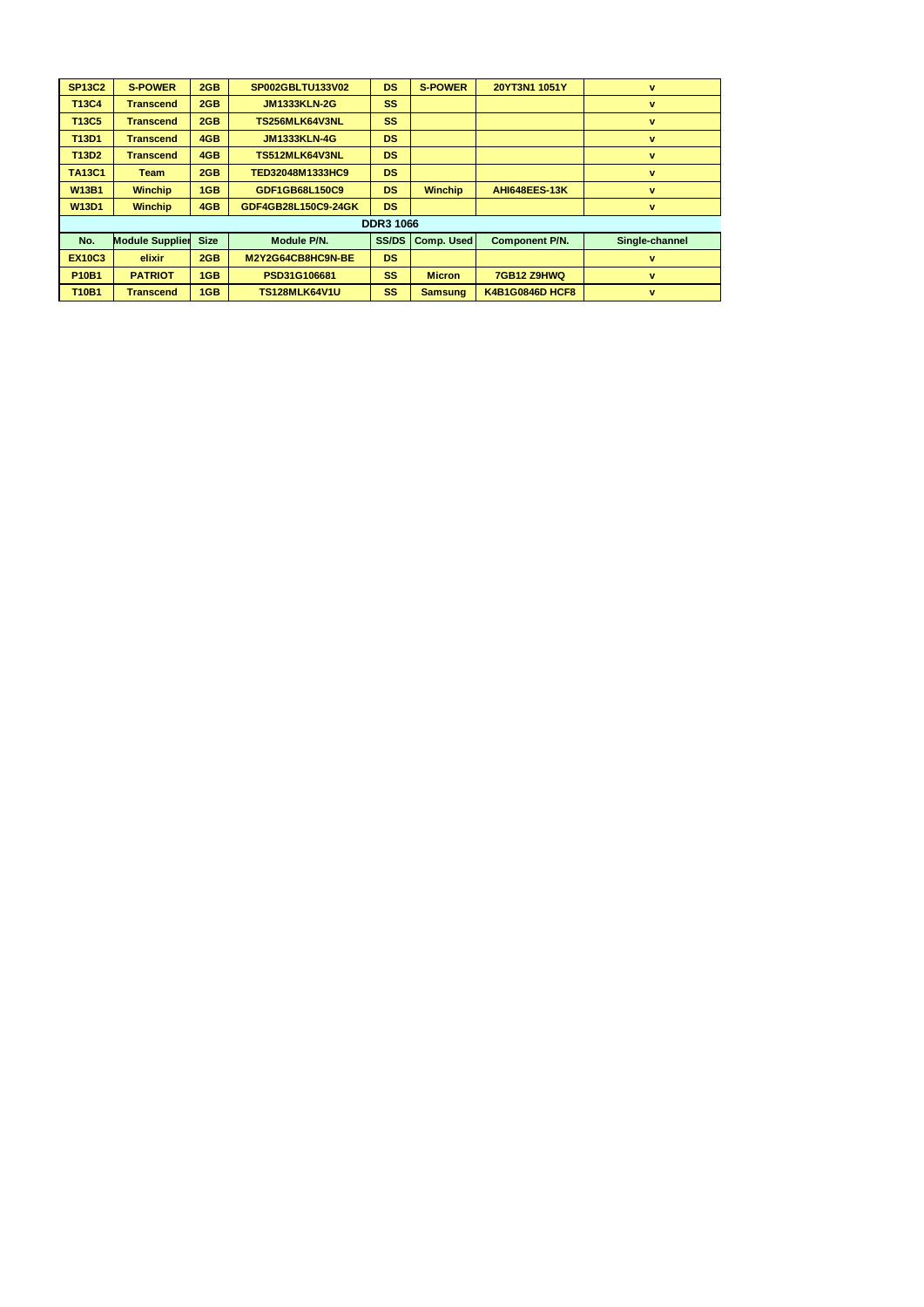| | | | | | | | |
|---|---|---|---|---|---|---|---|
| **SP13C2** | **S-POWER** | **2GB** | **SP002GBLTU133V02** | **DS** | **S-POWER** | **20YT3N1 1051Y** | **v** |
| **T13C4** | **Transcend** | **2GB** | **JM1333KLN-2G** | **SS** | | | **v** |
| **T13C5** | **Transcend** | **2GB** | **TS256MLK64V3NL** | **SS** | | | **v** |
| **T13D1** | **Transcend** | **4GB** | **JM1333KLN-4G** | **DS** | | | **v** |
| **T13D2** | **Transcend** | **4GB** | **TS512MLK64V3NL** | **DS** | | | **v** |
| **TA13C1** | **Team** | **2GB** | **TED32048M1333HC9** | **DS** | | | **v** |
| **W13B1** | **Winchip** | **1GB** | **GDF1GB68L150C9** | **DS** | **Winchip** | **AHI648EES-13K** | **v** |
| **W13D1** | **Winchip** | **4GB** | **GDF4GB28L150C9-24GK** | **DS** | | | **v** |

**DDR3 1066**

| No. | Module Supplier | Size | Module P/N. | SS/DS | Comp. Used | Component P/N. | Single-channel |
|---|---|---|---|---|---|---|---|
| **EX10C3** | **elixir** | **2GB** | **M2Y2G64CB8HC9N-BE** | **DS** | | | **v** |
| **P10B1** | **PATRIOT** | **1GB** | **PSD31G106681** | **SS** | **Micron** | **7GB12 Z9HWQ** | **v** |
| **T10B1** | **Transcend** | **1GB** | **TS128MLK64V1U** | **SS** | **Samsung** | **K4B1G0846D HCF8** | **v** |